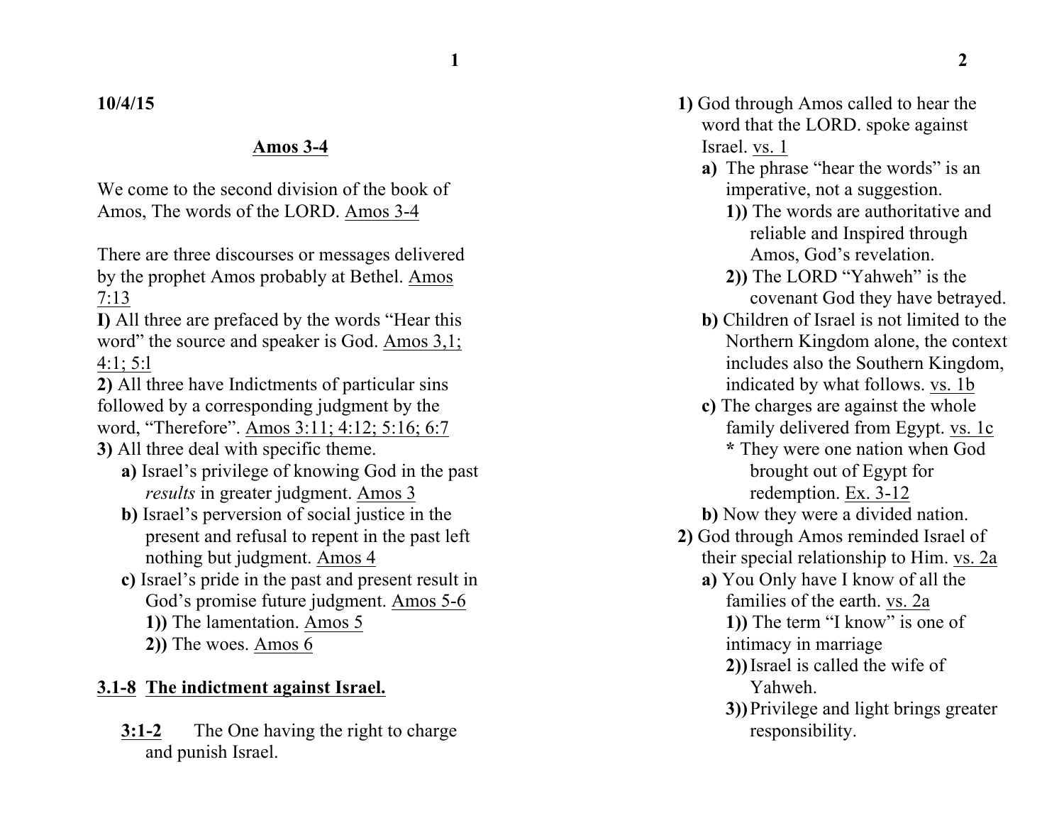**10/4/15**

## Amos 3-4

We come to the second division of the book of Amos, The words of the LORD. Amos 3-4

There are three discourses or messages delivered by the prophet Amos probably at Bethel. Amos 7:13

**I)** All three are prefaced by the words "Hear this word" the source and speaker is God. Amos 3,1; 4:1; 5:l

**2)** All three have Indictments of particular sins followed by a corresponding judgment by the word, "Therefore". Amos 3:11; 4:12; 5:16; 6:7

**3)** All three deal with specific theme.

- **a)** Israel's privilege of knowing God in the past *results* in greater judgment. Amos 3
- **b)** Israel's perversion of social justice in the present and refusal to repent in the past left nothing but judgment. Amos 4
- **c)** Israel's pride in the past and present result in God's promise future judgment. Amos 5-6
  - **1))** The lamentation. Amos 5
  - **2))** The woes. Amos 6

### 3.1-8 The indictment against Israel.

**3:1-2** The One having the right to charge and punish Israel.

**1)** God through Amos called to hear the word that the LORD. spoke against Israel. vs. 1

- **a)** The phrase "hear the words" is an imperative, not a suggestion.
  - **1))** The words are authoritative and reliable and Inspired through Amos, God's revelation.
  - **2))** The LORD "Yahweh" is the covenant God they have betrayed.
- **b)** Children of Israel is not limited to the Northern Kingdom alone, the context includes also the Southern Kingdom, indicated by what follows. vs. 1b
- **c)** The charges are against the whole family delivered from Egypt. vs. 1c
  - **\*** They were one nation when God brought out of Egypt for redemption. Ex. 3-12
- **b)** Now they were a divided nation.

**2)** God through Amos reminded Israel of their special relationship to Him. vs. 2a

- **a)** You Only have I know of all the families of the earth. vs. 2a
  - **1))** The term "I know" is one of intimacy in marriage
  - **2))** Israel is called the wife of Yahweh.
  - **3))** Privilege and light brings greater responsibility.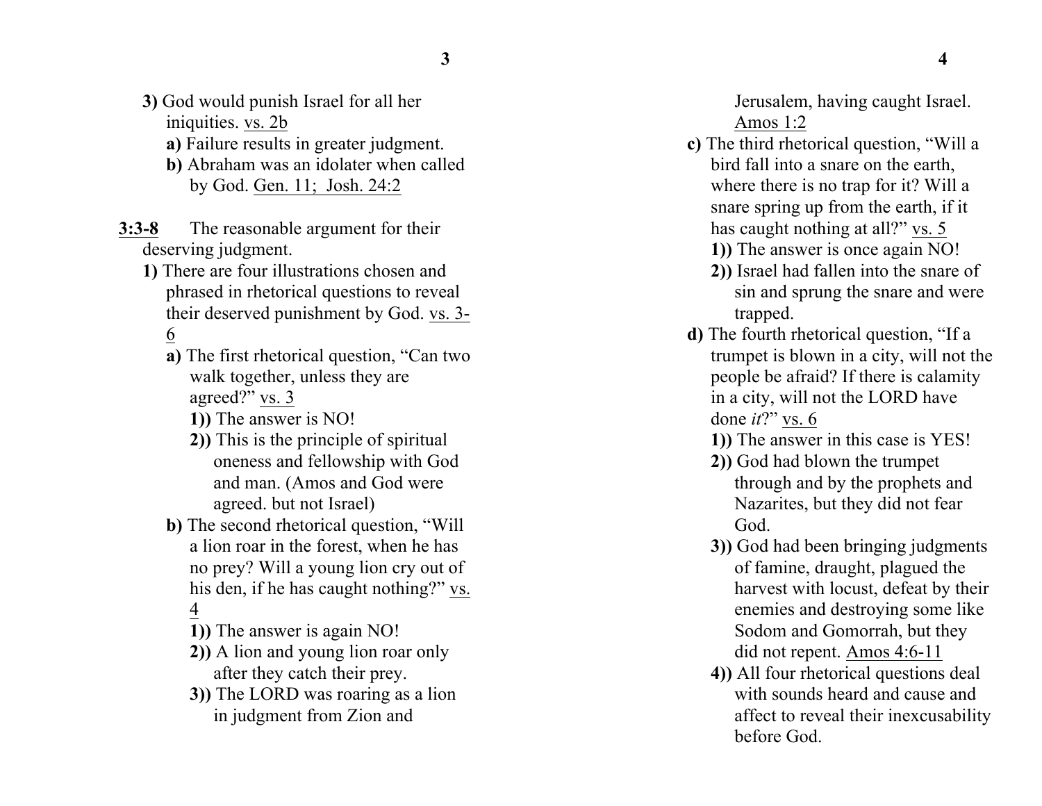**3)** God would punish Israel for all her iniquities. vs. 2b

**a)** Failure results in greater judgment.

**b)** Abraham was an idolater when called by God. Gen. 11; Josh. 24:2

**3:3-8** The reasonable argument for their deserving judgment.

**1)** There are four illustrations chosen and phrased in rhetorical questions to reveal their deserved punishment by God. vs. 3-6

**a)** The first rhetorical question, "Can two walk together, unless they are agreed?" vs. 3

**1))** The answer is NO!

**2))** This is the principle of spiritual oneness and fellowship with God and man. (Amos and God were agreed. but not Israel)

**b)** The second rhetorical question, "Will a lion roar in the forest, when he has no prey? Will a young lion cry out of his den, if he has caught nothing?" vs. 4

**1))** The answer is again NO!

**2))** A lion and young lion roar only after they catch their prey.

**3))** The LORD was roaring as a lion in judgment from Zion and Jerusalem, having caught Israel. Amos 1:2

**c)** The third rhetorical question, "Will a bird fall into a snare on the earth, where there is no trap for it? Will a snare spring up from the earth, if it has caught nothing at all?" vs. 5

**1))** The answer is once again NO!

**2))** Israel had fallen into the snare of sin and sprung the snare and were trapped.

**d)** The fourth rhetorical question, "If a trumpet is blown in a city, will not the people be afraid? If there is calamity in a city, will not the LORD have done *it*?" vs. 6

**1))** The answer in this case is YES!

**2))** God had blown the trumpet through and by the prophets and Nazarites, but they did not fear God.

**3))** God had been bringing judgments of famine, draught, plagued the harvest with locust, defeat by their enemies and destroying some like Sodom and Gomorrah, but they did not repent. Amos 4:6-11

**4))** All four rhetorical questions deal with sounds heard and cause and affect to reveal their inexcusability before God.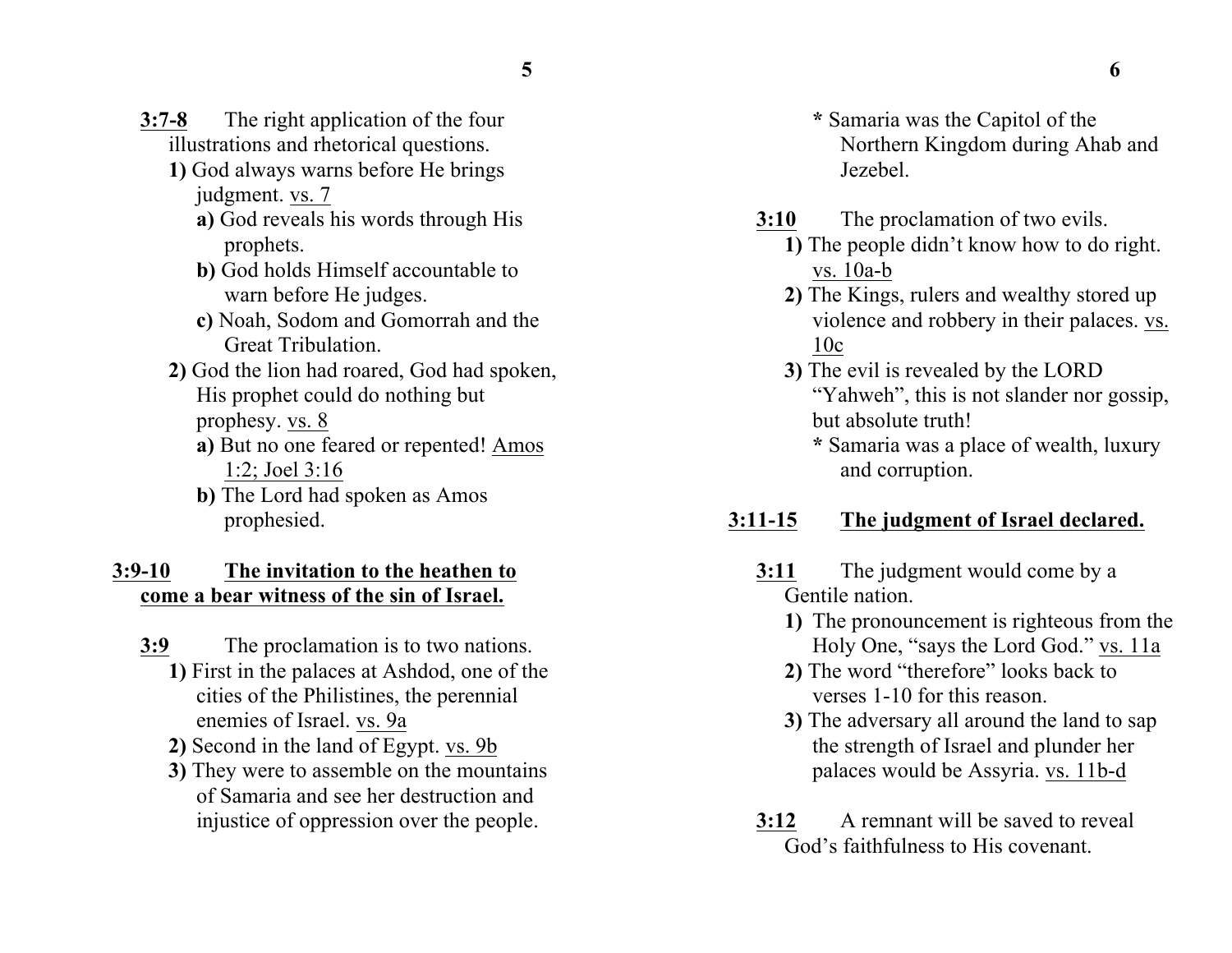<u>**3:7-8**</u> The right application of the four illustrations and rhetorical questions.

**1)** God always warns before He brings judgment. <u>vs. 7</u>

**a)** God reveals his words through His prophets.

**b)** God holds Himself accountable to warn before He judges.

**c)** Noah, Sodom and Gomorrah and the Great Tribulation.

**2)** God the lion had roared, God had spoken, His prophet could do nothing but prophesy. <u>vs. 8</u>

**a)** But no one feared or repented! <u>Amos 1:2; Joel 3:16</u>

**b)** The Lord had spoken as Amos prophesied.

<u>**3:9-10**</u> <u>**The invitation to the heathen to come a bear witness of the sin of Israel.**</u>

<u>**3:9**</u> The proclamation is to two nations.

**1)** First in the palaces at Ashdod, one of the cities of the Philistines, the perennial enemies of Israel. <u>vs. 9a</u>

**2)** Second in the land of Egypt. <u>vs. 9b</u>

**3)** They were to assemble on the mountains of Samaria and see her destruction and injustice of oppression over the people.

**\*** Samaria was the Capitol of the Northern Kingdom during Ahab and Jezebel.

<u>**3:10**</u> The proclamation of two evils.

**1)** The people didn't know how to do right. <u>vs. 10a-b</u>

**2)** The Kings, rulers and wealthy stored up violence and robbery in their palaces. <u>vs. 10c</u>

**3)** The evil is revealed by the LORD "Yahweh", this is not slander nor gossip, but absolute truth!

**\*** Samaria was a place of wealth, luxury and corruption.

<u>**3:11-15**</u> <u>**The judgment of Israel declared.**</u>

<u>**3:11**</u> The judgment would come by a Gentile nation.

**1)** The pronouncement is righteous from the Holy One, "says the Lord God." <u>vs. 11a</u>

**2)** The word "therefore" looks back to verses 1-10 for this reason.

**3)** The adversary all around the land to sap the strength of Israel and plunder her palaces would be Assyria. <u>vs. 11b-d</u>

<u>**3:12**</u> A remnant will be saved to reveal God's faithfulness to His covenant.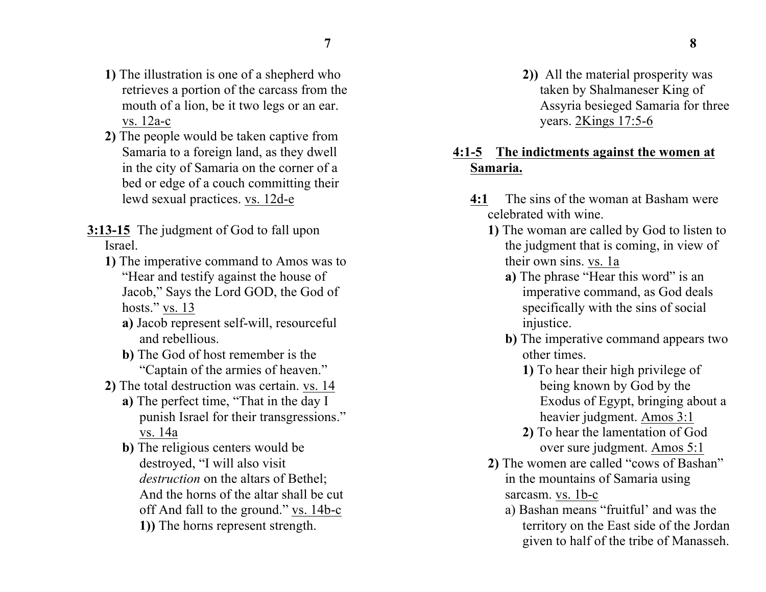**1)** The illustration is one of a shepherd who retrieves a portion of the carcass from the mouth of a lion, be it two legs or an ear. vs. 12a-c

**2)** The people would be taken captive from Samaria to a foreign land, as they dwell in the city of Samaria on the corner of a bed or edge of a couch committing their lewd sexual practices. vs. 12d-e

**3:13-15** The judgment of God to fall upon Israel.

**1)** The imperative command to Amos was to "Hear and testify against the house of Jacob," Says the Lord GOD, the God of hosts." vs. 13

**a)** Jacob represent self-will, resourceful and rebellious.

**b)** The God of host remember is the "Captain of the armies of heaven."

**2)** The total destruction was certain. vs. 14

**a)** The perfect time, "That in the day I punish Israel for their transgressions." vs. 14a

**b)** The religious centers would be destroyed, "I will also visit *destruction* on the altars of Bethel; And the horns of the altar shall be cut off And fall to the ground." vs. 14b-c

**1))** The horns represent strength.

**2))** All the material prosperity was taken by Shalmaneser King of Assyria besieged Samaria for three years. 2Kings 17:5-6

**4:1-5 The indictments against the women at Samaria.**

**4:1** The sins of the woman at Basham were celebrated with wine.

**1)** The woman are called by God to listen to the judgment that is coming, in view of their own sins. vs. 1a

**a)** The phrase "Hear this word" is an imperative command, as God deals specifically with the sins of social injustice.

**b)** The imperative command appears two other times.

**1)** To hear their high privilege of being known by God by the Exodus of Egypt, bringing about a heavier judgment. Amos 3:1

**2)** To hear the lamentation of God over sure judgment. Amos 5:1

**2)** The women are called "cows of Bashan" in the mountains of Samaria using sarcasm. vs. 1b-c

a) Bashan means "fruitful' and was the territory on the East side of the Jordan given to half of the tribe of Manasseh.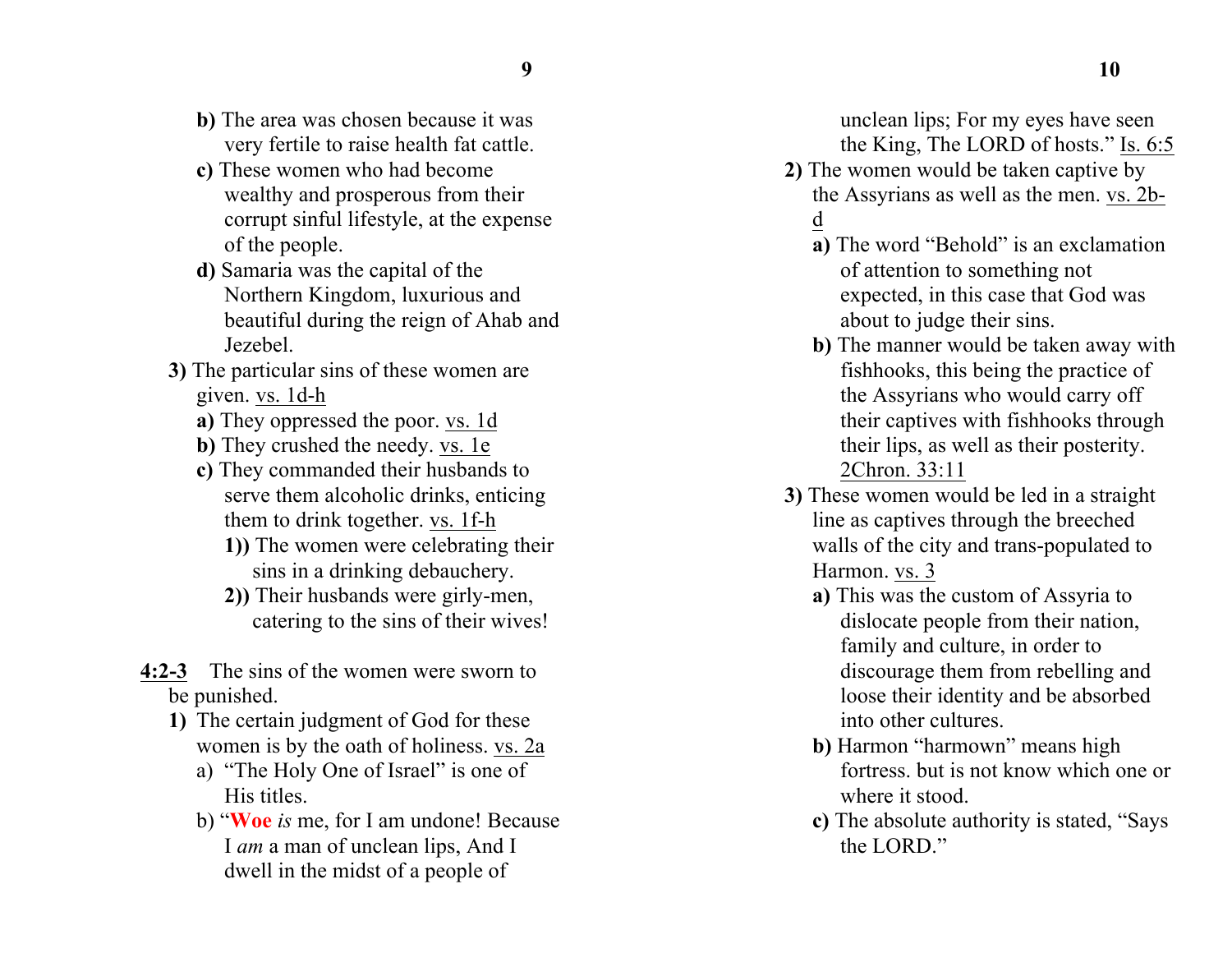**b)** The area was chosen because it was very fertile to raise health fat cattle.

**c)** These women who had become wealthy and prosperous from their corrupt sinful lifestyle, at the expense of the people.

**d)** Samaria was the capital of the Northern Kingdom, luxurious and beautiful during the reign of Ahab and Jezebel.

**3)** The particular sins of these women are given. vs. 1d-h

- **a)** They oppressed the poor. vs. 1d
- **b)** They crushed the needy. vs. 1e
- **c)** They commanded their husbands to serve them alcoholic drinks, enticing them to drink together. vs. 1f-h
  - **1))** The women were celebrating their sins in a drinking debauchery.
  - **2))** Their husbands were girly-men, catering to the sins of their wives!

**4:2-3** The sins of the women were sworn to be punished.

**1)** The certain judgment of God for these women is by the oath of holiness. vs. 2a

- a) "The Holy One of Israel" is one of His titles.
- b) "**Woe** *is* me, for I am undone! Because I *am* a man of unclean lips, And I dwell in the midst of a people of unclean lips; For my eyes have seen the King, The LORD of hosts." Is. 6:5

**2)** The women would be taken captive by the Assyrians as well as the men. vs. 2b-d

- **a)** The word "Behold" is an exclamation of attention to something not expected, in this case that God was about to judge their sins.
- **b)** The manner would be taken away with fishhooks, this being the practice of the Assyrians who would carry off their captives with fishhooks through their lips, as well as their posterity. 2Chron. 33:11

**3)** These women would be led in a straight line as captives through the breeched walls of the city and trans-populated to Harmon. vs. 3

- **a)** This was the custom of Assyria to dislocate people from their nation, family and culture, in order to discourage them from rebelling and loose their identity and be absorbed into other cultures.
- **b)** Harmon "harmown" means high fortress. but is not know which one or where it stood.
- **c)** The absolute authority is stated, "Says the LORD."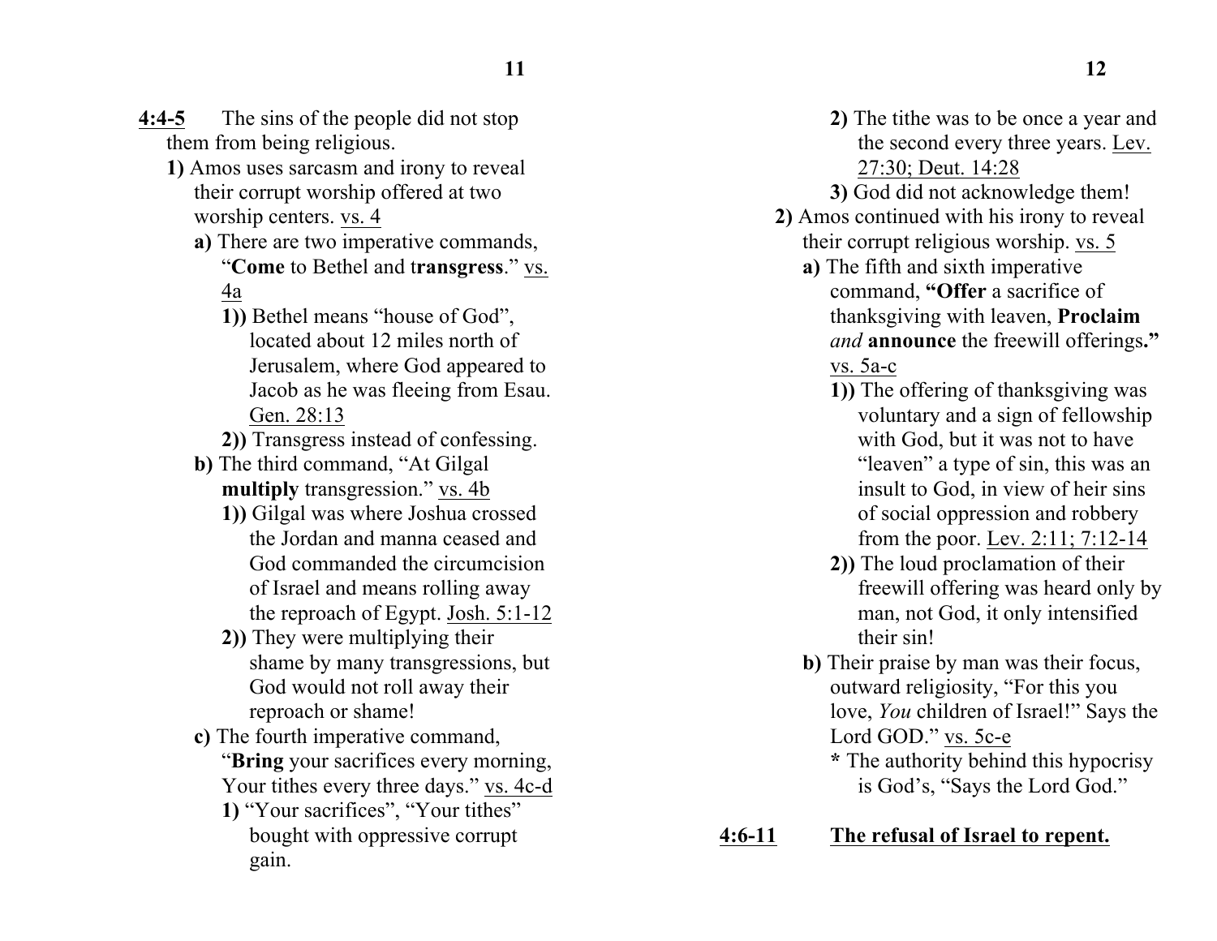**4:4-5** The sins of the people did not stop them from being religious.

**1)** Amos uses sarcasm and irony to reveal their corrupt worship offered at two worship centers. vs. 4

**a)** There are two imperative commands, "**Come** to Bethel and t**ransgress**." vs. 4a

**1))** Bethel means "house of God", located about 12 miles north of Jerusalem, where God appeared to Jacob as he was fleeing from Esau. Gen. 28:13

**2))** Transgress instead of confessing.

**b)** The third command, "At Gilgal **multiply** transgression." vs. 4b

**1))** Gilgal was where Joshua crossed the Jordan and manna ceased and God commanded the circumcision of Israel and means rolling away the reproach of Egypt. Josh. 5:1-12

**2))** They were multiplying their shame by many transgressions, but God would not roll away their reproach or shame!

**c)** The fourth imperative command, "**Bring** your sacrifices every morning, Your tithes every three days." vs. 4c-d

**1)** "Your sacrifices", "Your tithes" bought with oppressive corrupt gain.

**2)** The tithe was to be once a year and the second every three years. Lev. 27:30; Deut. 14:28

**3)** God did not acknowledge them!

**2)** Amos continued with his irony to reveal their corrupt religious worship. vs. 5

**a)** The fifth and sixth imperative command, **"Offer** a sacrifice of thanksgiving with leaven, **Proclaim** *and* **announce** the freewill offerings**."** vs. 5a-c

**1))** The offering of thanksgiving was voluntary and a sign of fellowship with God, but it was not to have "leaven" a type of sin, this was an insult to God, in view of heir sins of social oppression and robbery from the poor. Lev. 2:11; 7:12-14

**2))** The loud proclamation of their freewill offering was heard only by man, not God, it only intensified their sin!

**b)** Their praise by man was their focus, outward religiosity, "For this you love, *You* children of Israel!" Says the Lord GOD." vs. 5c-e

**\*** The authority behind this hypocrisy is God's, "Says the Lord God."

**4:6-11** **The refusal of Israel to repent.**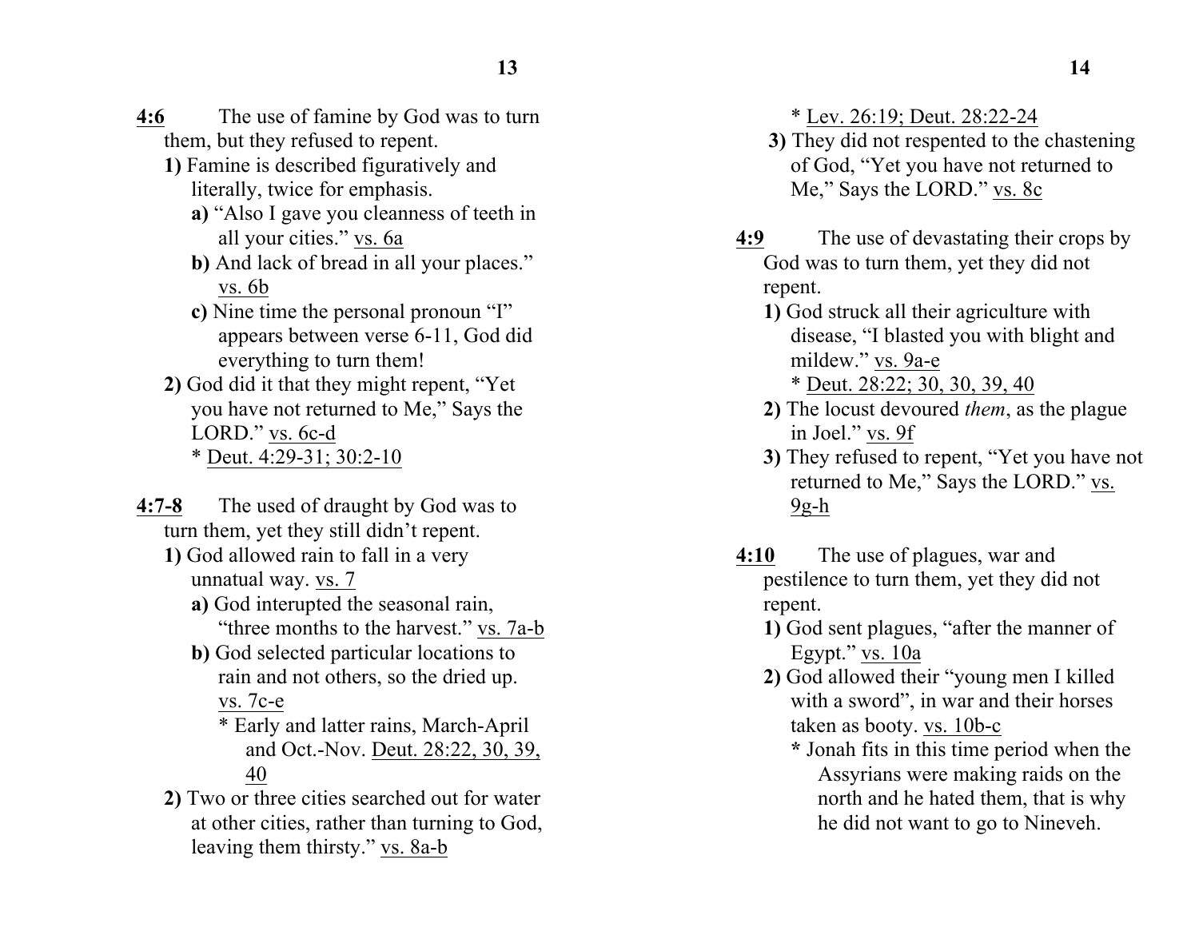**4:6** The use of famine by God was to turn them, but they refused to repent.

**1)** Famine is described figuratively and literally, twice for emphasis.

**a)** "Also I gave you cleanness of teeth in all your cities." vs. 6a

**b)** And lack of bread in all your places." vs. 6b

**c)** Nine time the personal pronoun "I" appears between verse 6-11, God did everything to turn them!

**2)** God did it that they might repent, "Yet you have not returned to Me," Says the LORD." vs. 6c-d

* Deut. 4:29-31; 30:2-10

**4:7-8** The used of draught by God was to turn them, yet they still didn't repent.

**1)** God allowed rain to fall in a very unnatural way. vs. 7

**a)** God interupted the seasonal rain, "three months to the harvest." vs. 7a-b

**b)** God selected particular locations to rain and not others, so the dried up. vs. 7c-e

* Early and latter rains, March-April and Oct.-Nov. Deut. 28:22, 30, 39, 40

**2)** Two or three cities searched out for water at other cities, rather than turning to God, leaving them thirsty." vs. 8a-b

* Lev. 26:19; Deut. 28:22-24

**3)** They did not respented to the chastening of God, "Yet you have not returned to Me," Says the LORD." vs. 8c

**4:9** The use of devastating their crops by God was to turn them, yet they did not repent.

**1)** God struck all their agriculture with disease, "I blasted you with blight and mildew." vs. 9a-e

* Deut. 28:22; 30, 30, 39, 40

**2)** The locust devoured *them*, as the plague in Joel." vs. 9f

**3)** They refused to repent, "Yet you have not returned to Me," Says the LORD." vs. 9g-h

**4:10** The use of plagues, war and pestilence to turn them, yet they did not repent.

**1)** God sent plagues, "after the manner of Egypt." vs. 10a

**2)** God allowed their "young men I killed with a sword", in war and their horses taken as booty. vs. 10b-c

* Jonah fits in this time period when the Assyrians were making raids on the north and he hated them, that is why he did not want to go to Nineveh.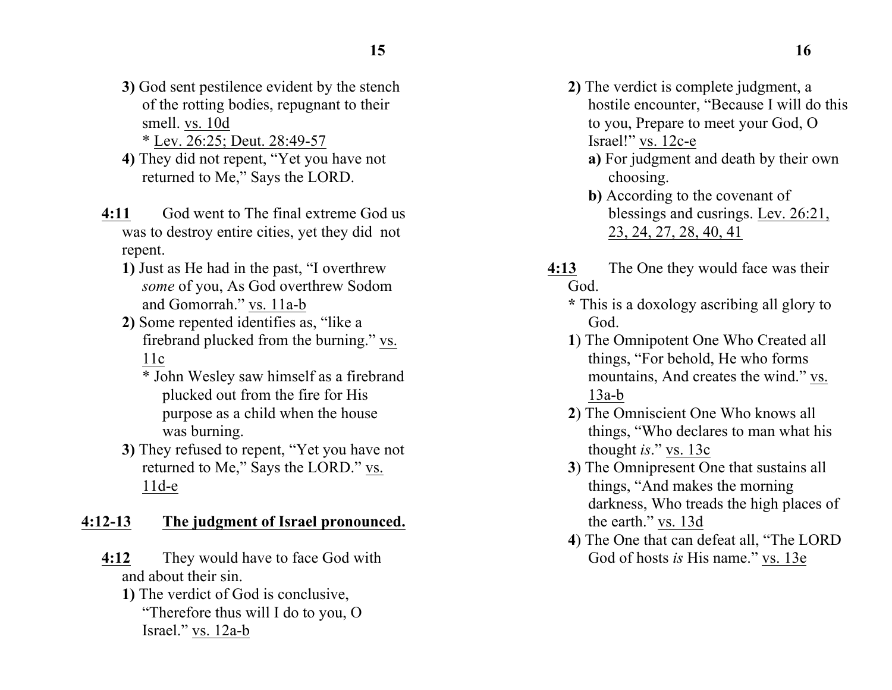**3)** God sent pestilence evident by the stench of the rotting bodies, repugnant to their smell. vs. 10d
* Lev. 26:25; Deut. 28:49-57

**4)** They did not repent, "Yet you have not returned to Me," Says the LORD.

**4:11** God went to The final extreme God us was to destroy entire cities, yet they did not repent.

**1)** Just as He had in the past, "I overthrew *some* of you, As God overthrew Sodom and Gomorrah." vs. 11a-b

**2)** Some repented identifies as, "like a firebrand plucked from the burning." vs. 11c
* John Wesley saw himself as a firebrand plucked out from the fire for His purpose as a child when the house was burning.

**3)** They refused to repent, "Yet you have not returned to Me," Says the LORD." vs. 11d-e

## 4:12-13 The judgment of Israel pronounced.

**4:12** They would have to face God with and about their sin.

**1)** The verdict of God is conclusive, "Therefore thus will I do to you, O Israel." vs. 12a-b

**2)** The verdict is complete judgment, a hostile encounter, "Because I will do this to you, Prepare to meet your God, O Israel!" vs. 12c-e

**a)** For judgment and death by their own choosing.

**b)** According to the covenant of blessings and cusrings. Lev. 26:21, 23, 24, 27, 28, 40, 41

**4:13** The One they would face was their God.

**\*** This is a doxology ascribing all glory to God.

**1**) The Omnipotent One Who Created all things, "For behold, He who forms mountains, And creates the wind." vs. 13a-b

**2**) The Omniscient One Who knows all things, "Who declares to man what his thought *is*." vs. 13c

**3**) The Omnipresent One that sustains all things, "And makes the morning darkness, Who treads the high places of the earth." vs. 13d

**4**) The One that can defeat all, "The LORD God of hosts *is* His name." vs. 13e